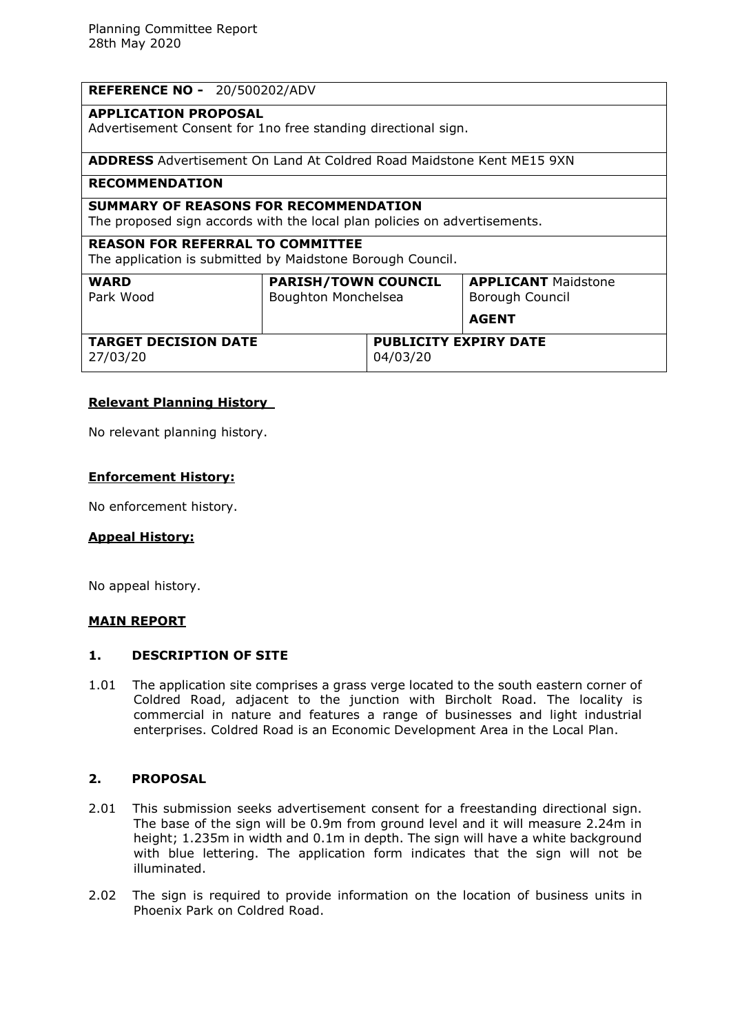Planning Committee Report
28th May 2020

| **REFERENCE NO -** 20/500202/ADV | | |
|---|---|---|
| **APPLICATION PROPOSAL**<br>Advertisement Consent for 1no free standing directional sign. | | |
| **ADDRESS** Advertisement On Land At Coldred Road Maidstone Kent ME15 9XN | | |
| **RECOMMENDATION** | | |
| **SUMMARY OF REASONS FOR RECOMMENDATION**<br>The proposed sign accords with the local plan policies on advertisements. | | |
| **REASON FOR REFERRAL TO COMMITTEE**<br>The application is submitted by Maidstone Borough Council. | | |
| **WARD**<br>Park Wood | **PARISH/TOWN COUNCIL**<br>Boughton Monchelsea | **APPLICANT** Maidstone Borough Council<br>**AGENT** |
| **TARGET DECISION DATE**<br>27/03/20 | **PUBLICITY EXPIRY DATE**<br>04/03/20 | |

**Relevant Planning History**

No relevant planning history.

**Enforcement History:**

No enforcement history.

**Appeal History:**

No appeal history.

**MAIN REPORT**

## 1. DESCRIPTION OF SITE

1.01 The application site comprises a grass verge located to the south eastern corner of Coldred Road, adjacent to the junction with Bircholt Road. The locality is commercial in nature and features a range of businesses and light industrial enterprises. Coldred Road is an Economic Development Area in the Local Plan.

## 2. PROPOSAL

2.01 This submission seeks advertisement consent for a freestanding directional sign. The base of the sign will be 0.9m from ground level and it will measure 2.24m in height; 1.235m in width and 0.1m in depth. The sign will have a white background with blue lettering. The application form indicates that the sign will not be illuminated.

2.02 The sign is required to provide information on the location of business units in Phoenix Park on Coldred Road.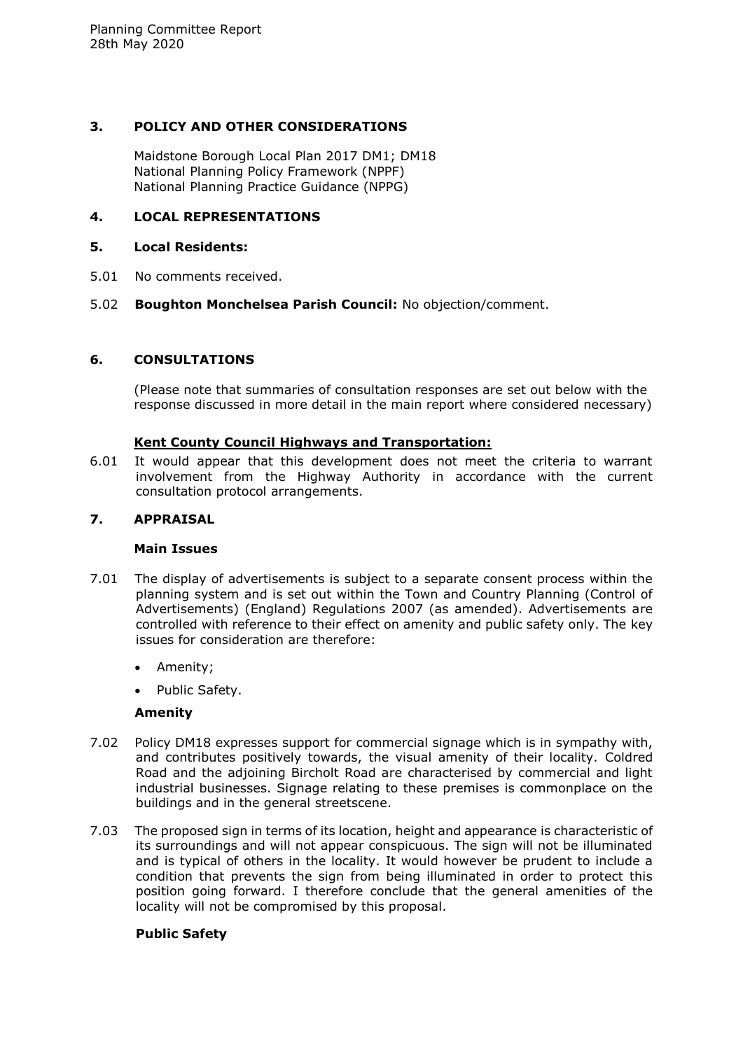## 3. POLICY AND OTHER CONSIDERATIONS

Maidstone Borough Local Plan 2017 DM1; DM18
National Planning Policy Framework (NPPF)
National Planning Practice Guidance (NPPG)

## 4. LOCAL REPRESENTATIONS

## 5. Local Residents:

5.01 No comments received.

5.02 **Boughton Monchelsea Parish Council:** No objection/comment.

## 6. CONSULTATIONS

(Please note that summaries of consultation responses are set out below with the response discussed in more detail in the main report where considered necessary)

**Kent County Council Highways and Transportation:**

6.01 It would appear that this development does not meet the criteria to warrant involvement from the Highway Authority in accordance with the current consultation protocol arrangements.

## 7. APPRAISAL

### Main Issues

7.01 The display of advertisements is subject to a separate consent process within the planning system and is set out within the Town and Country Planning (Control of Advertisements) (England) Regulations 2007 (as amended). Advertisements are controlled with reference to their effect on amenity and public safety only. The key issues for consideration are therefore:

- Amenity;
- Public Safety.

### Amenity

7.02 Policy DM18 expresses support for commercial signage which is in sympathy with, and contributes positively towards, the visual amenity of their locality. Coldred Road and the adjoining Bircholt Road are characterised by commercial and light industrial businesses. Signage relating to these premises is commonplace on the buildings and in the general streetscene.

7.03 The proposed sign in terms of its location, height and appearance is characteristic of its surroundings and will not appear conspicuous. The sign will not be illuminated and is typical of others in the locality. It would however be prudent to include a condition that prevents the sign from being illuminated in order to protect this position going forward. I therefore conclude that the general amenities of the locality will not be compromised by this proposal.

### Public Safety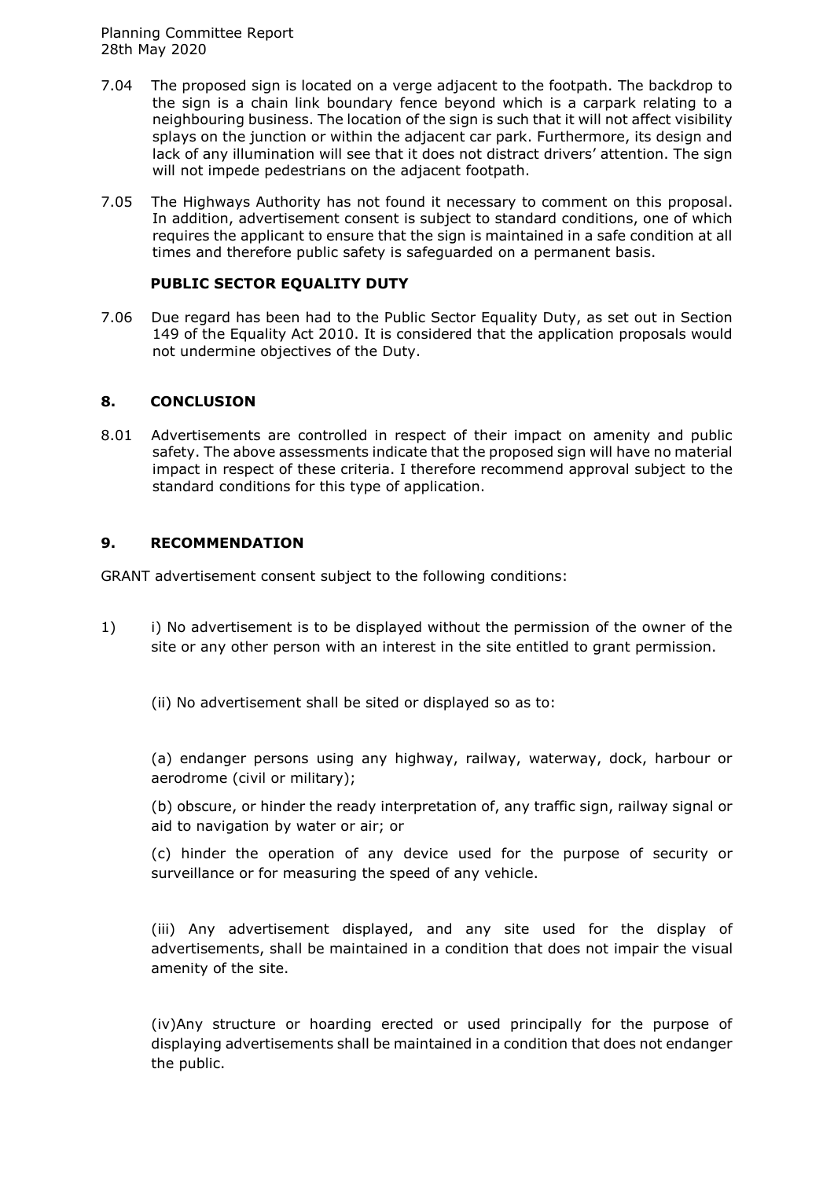7.04 The proposed sign is located on a verge adjacent to the footpath. The backdrop to the sign is a chain link boundary fence beyond which is a carpark relating to a neighbouring business. The location of the sign is such that it will not affect visibility splays on the junction or within the adjacent car park. Furthermore, its design and lack of any illumination will see that it does not distract drivers' attention. The sign will not impede pedestrians on the adjacent footpath.

7.05 The Highways Authority has not found it necessary to comment on this proposal. In addition, advertisement consent is subject to standard conditions, one of which requires the applicant to ensure that the sign is maintained in a safe condition at all times and therefore public safety is safeguarded on a permanent basis.

**PUBLIC SECTOR EQUALITY DUTY**

7.06 Due regard has been had to the Public Sector Equality Duty, as set out in Section 149 of the Equality Act 2010. It is considered that the application proposals would not undermine objectives of the Duty.

## 8. CONCLUSION

8.01 Advertisements are controlled in respect of their impact on amenity and public safety. The above assessments indicate that the proposed sign will have no material impact in respect of these criteria. I therefore recommend approval subject to the standard conditions for this type of application.

## 9. RECOMMENDATION

GRANT advertisement consent subject to the following conditions:

1) i) No advertisement is to be displayed without the permission of the owner of the site or any other person with an interest in the site entitled to grant permission.

(ii) No advertisement shall be sited or displayed so as to:

(a) endanger persons using any highway, railway, waterway, dock, harbour or aerodrome (civil or military);

(b) obscure, or hinder the ready interpretation of, any traffic sign, railway signal or aid to navigation by water or air; or

(c) hinder the operation of any device used for the purpose of security or surveillance or for measuring the speed of any vehicle.

(iii) Any advertisement displayed, and any site used for the display of advertisements, shall be maintained in a condition that does not impair the visual amenity of the site.

(iv)Any structure or hoarding erected or used principally for the purpose of displaying advertisements shall be maintained in a condition that does not endanger the public.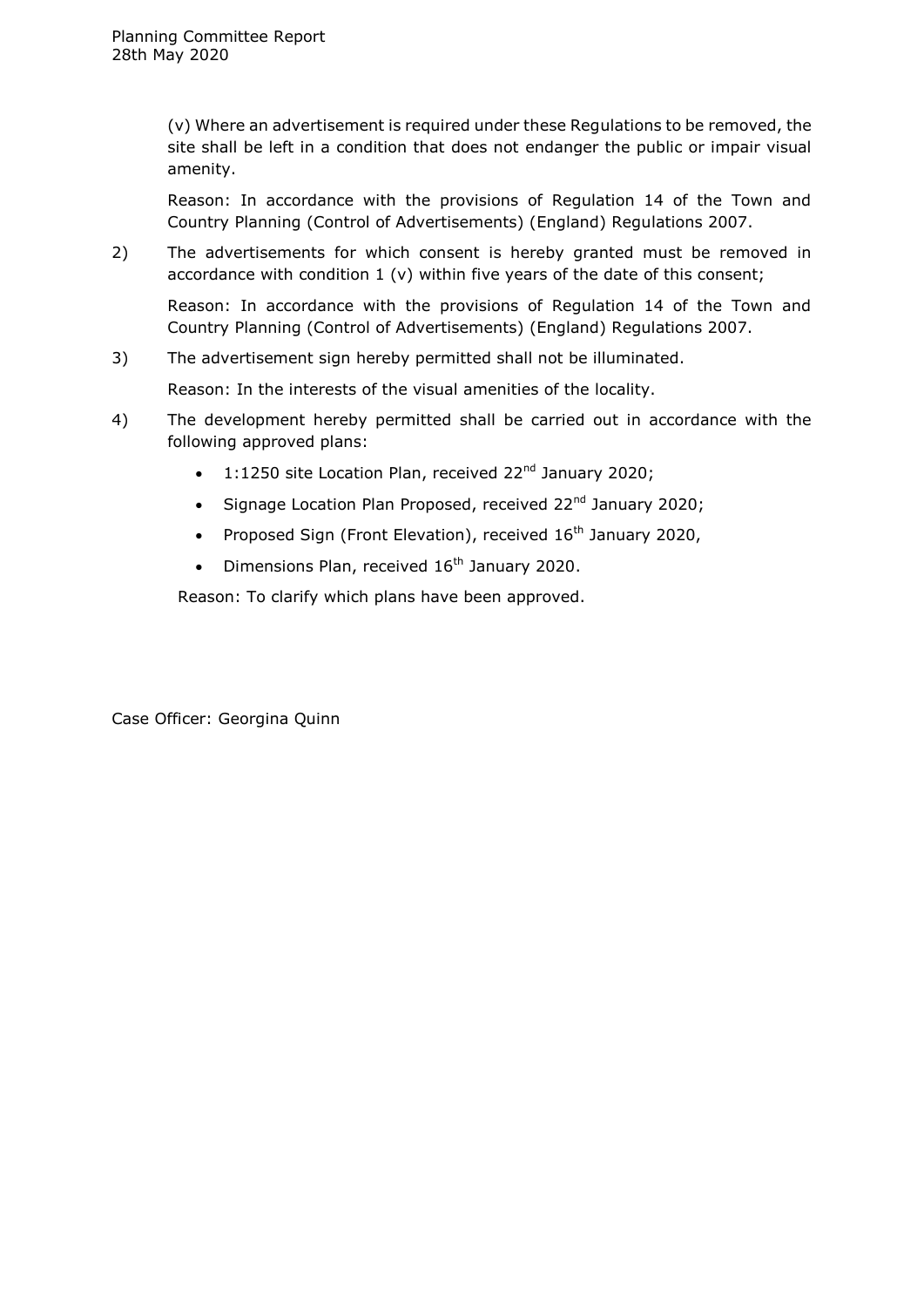(v) Where an advertisement is required under these Regulations to be removed, the site shall be left in a condition that does not endanger the public or impair visual amenity.

Reason: In accordance with the provisions of Regulation 14 of the Town and Country Planning (Control of Advertisements) (England) Regulations 2007.

2) The advertisements for which consent is hereby granted must be removed in accordance with condition 1 (v) within five years of the date of this consent;

   Reason: In accordance with the provisions of Regulation 14 of the Town and Country Planning (Control of Advertisements) (England) Regulations 2007.

3) The advertisement sign hereby permitted shall not be illuminated.

   Reason: In the interests of the visual amenities of the locality.

4) The development hereby permitted shall be carried out in accordance with the following approved plans:

   - 1:1250 site Location Plan, received 22nd January 2020;
   - Signage Location Plan Proposed, received 22nd January 2020;
   - Proposed Sign (Front Elevation), received 16th January 2020,
   - Dimensions Plan, received 16th January 2020.

   Reason: To clarify which plans have been approved.

Case Officer: Georgina Quinn